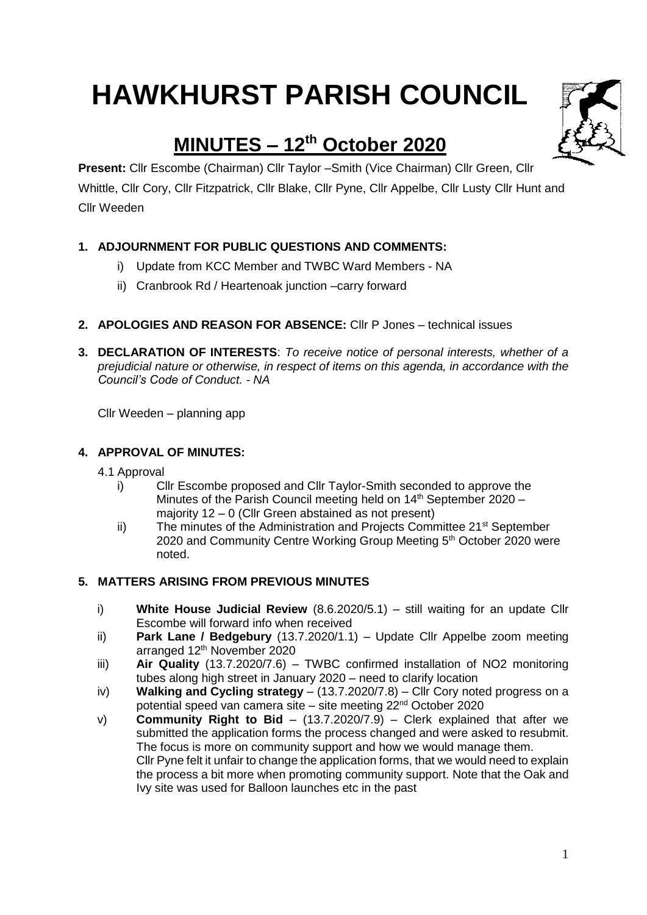# HAWKHURST PARISH COUNCIL

## MINUTES – 12th October 2020

**Present:** Cllr Escombe (Chairman) Cllr Taylor –Smith (Vice Chairman) Cllr Green, Cllr Whittle, Cllr Cory, Cllr Fitzpatrick, Cllr Blake, Cllr Pyne, Cllr Appelbe, Cllr Lusty Cllr Hunt and Cllr Weeden

1. **ADJOURNMENT FOR PUBLIC QUESTIONS AND COMMENTS:**
    - i) Update from KCC Member and TWBC Ward Members - NA
    - ii) Cranbrook Rd / Heartenoak junction –carry forward

2. **APOLOGIES AND REASON FOR ABSENCE:** Cllr P Jones – technical issues

3. **DECLARATION OF INTERESTS**: *To receive notice of personal interests, whether of a prejudicial nature or otherwise, in respect of items on this agenda, in accordance with the Council's Code of Conduct. - NA*

   Cllr Weeden – planning app

4. **APPROVAL OF MINUTES:**

   4.1 Approval
    - i) Cllr Escombe proposed and Cllr Taylor-Smith seconded to approve the Minutes of the Parish Council meeting held on 14th September 2020 – majority 12 – 0 (Cllr Green abstained as not present)
    - ii) The minutes of the Administration and Projects Committee 21st September 2020 and Community Centre Working Group Meeting 5th October 2020 were noted.

5. **MATTERS ARISING FROM PREVIOUS MINUTES**
    - i) **White House Judicial Review** (8.6.2020/5.1) – still waiting for an update Cllr Escombe will forward info when received
    - ii) **Park Lane / Bedgebury** (13.7.2020/1.1) – Update Cllr Appelbe zoom meeting arranged 12th November 2020
    - iii) **Air Quality** (13.7.2020/7.6) – TWBC confirmed installation of NO2 monitoring tubes along high street in January 2020 – need to clarify location
    - iv) **Walking and Cycling strategy** – (13.7.2020/7.8) – Cllr Cory noted progress on a potential speed van camera site – site meeting 22nd October 2020
    - v) **Community Right to Bid** – (13.7.2020/7.9) – Clerk explained that after we submitted the application forms the process changed and were asked to resubmit. The focus is more on community support and how we would manage them.
      Cllr Pyne felt it unfair to change the application forms, that we would need to explain the process a bit more when promoting community support. Note that the Oak and Ivy site was used for Balloon launches etc in the past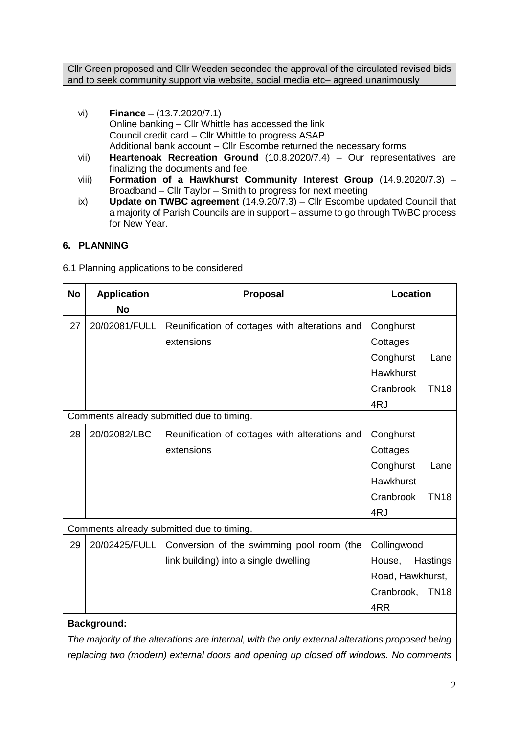Cllr Green proposed and Cllr Weeden seconded the approval of the circulated revised bids and to seek community support via website, social media etc– agreed unanimously

vi) **Finance** – (13.7.2020/7.1)
Online banking – Cllr Whittle has accessed the link
Council credit card – Cllr Whittle to progress ASAP
Additional bank account – Cllr Escombe returned the necessary forms

vii) **Heartenoak Recreation Ground** (10.8.2020/7.4) – Our representatives are finalizing the documents and fee.

viii) **Formation of a Hawkhurst Community Interest Group** (14.9.2020/7.3) – Broadband – Cllr Taylor – Smith to progress for next meeting

ix) **Update on TWBC agreement** (14.9.20/7.3) – Cllr Escombe updated Council that a majority of Parish Councils are in support – assume to go through TWBC process for New Year.

## 6. PLANNING

6.1 Planning applications to be considered

| No | Application No | Proposal | Location |
|---|---|---|---|
| 27 | 20/02081/FULL | Reunification of cottages with alterations and extensions | Conghurst Cottages Conghurst Lane Hawkhurst Cranbrook TN18 4RJ |
| Comments already submitted due to timing. | | | |
| 28 | 20/02082/LBC | Reunification of cottages with alterations and extensions | Conghurst Cottages Conghurst Lane Hawkhurst Cranbrook TN18 4RJ |
| Comments already submitted due to timing. | | | |
| 29 | 20/02425/FULL | Conversion of the swimming pool room (the link building) into a single dwelling | Collingwood House, Hastings Road, Hawkhurst, Cranbrook, TN18 4RR |
| **Background:** *The majority of the alterations are internal, with the only external alterations proposed being replacing two (modern) external doors and opening up closed off windows. No comments* | | | |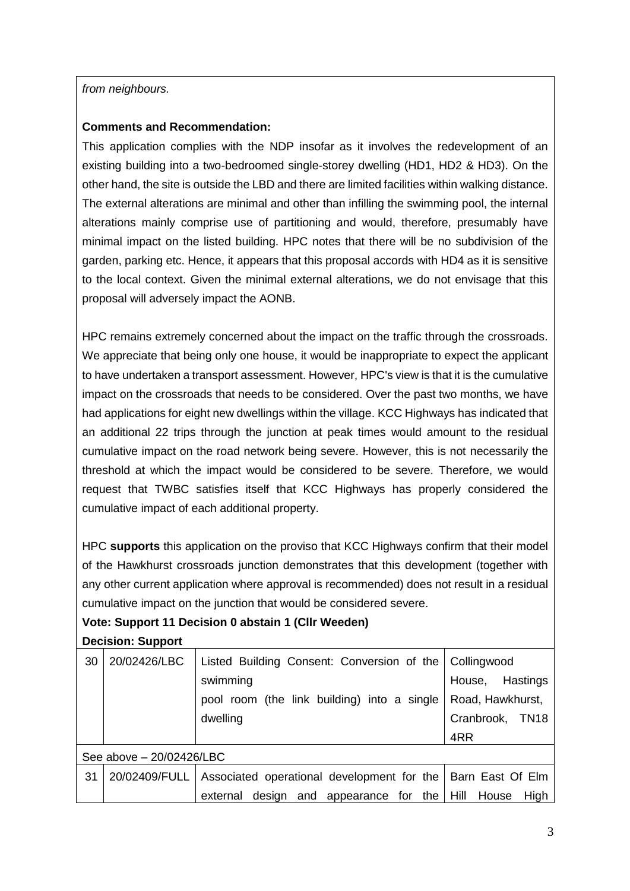*from neighbours.*

**Comments and Recommendation:**

This application complies with the NDP insofar as it involves the redevelopment of an existing building into a two-bedroomed single-storey dwelling (HD1, HD2 & HD3). On the other hand, the site is outside the LBD and there are limited facilities within walking distance. The external alterations are minimal and other than infilling the swimming pool, the internal alterations mainly comprise use of partitioning and would, therefore, presumably have minimal impact on the listed building. HPC notes that there will be no subdivision of the garden, parking etc. Hence, it appears that this proposal accords with HD4 as it is sensitive to the local context. Given the minimal external alterations, we do not envisage that this proposal will adversely impact the AONB.

HPC remains extremely concerned about the impact on the traffic through the crossroads. We appreciate that being only one house, it would be inappropriate to expect the applicant to have undertaken a transport assessment. However, HPC's view is that it is the cumulative impact on the crossroads that needs to be considered. Over the past two months, we have had applications for eight new dwellings within the village. KCC Highways has indicated that an additional 22 trips through the junction at peak times would amount to the residual cumulative impact on the road network being severe. However, this is not necessarily the threshold at which the impact would be considered to be severe. Therefore, we would request that TWBC satisfies itself that KCC Highways has properly considered the cumulative impact of each additional property.

HPC **supports** this application on the proviso that KCC Highways confirm that their model of the Hawkhurst crossroads junction demonstrates that this development (together with any other current application where approval is recommended) does not result in a residual cumulative impact on the junction that would be considered severe.

**Vote: Support 11 Decision 0 abstain 1 (Cllr Weeden)**

**Decision: Support**

| | | | |
|---|---|---|---|
| 30 | 20/02426/LBC | Listed Building Consent: Conversion of the swimming pool room (the link building) into a single dwelling | Collingwood House, Hastings Road, Hawkhurst, Cranbrook, TN18 4RR |
| See above – 20/02426/LBC | | | |
| 31 | 20/02409/FULL | Associated operational development for the external design and appearance for the | Barn East Of Elm Hill House High |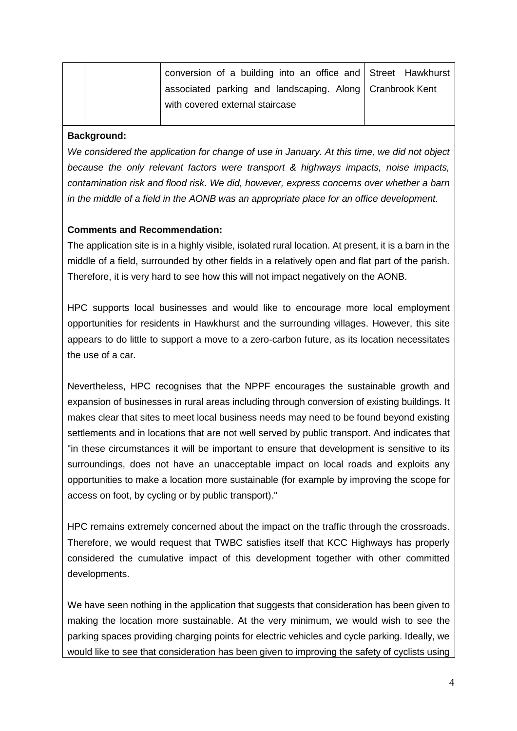| | | conversion of a building into an office and associated parking and landscaping. Along with covered external staircase | Street Hawkhurst Cranbrook Kent |
|---|---|---|---|

**Background:**

*We considered the application for change of use in January. At this time, we did not object because the only relevant factors were transport & highways impacts, noise impacts, contamination risk and flood risk. We did, however, express concerns over whether a barn in the middle of a field in the AONB was an appropriate place for an office development.*

**Comments and Recommendation:**

The application site is in a highly visible, isolated rural location. At present, it is a barn in the middle of a field, surrounded by other fields in a relatively open and flat part of the parish. Therefore, it is very hard to see how this will not impact negatively on the AONB.

HPC supports local businesses and would like to encourage more local employment opportunities for residents in Hawkhurst and the surrounding villages. However, this site appears to do little to support a move to a zero-carbon future, as its location necessitates the use of a car.

Nevertheless, HPC recognises that the NPPF encourages the sustainable growth and expansion of businesses in rural areas including through conversion of existing buildings. It makes clear that sites to meet local business needs may need to be found beyond existing settlements and in locations that are not well served by public transport. And indicates that "in these circumstances it will be important to ensure that development is sensitive to its surroundings, does not have an unacceptable impact on local roads and exploits any opportunities to make a location more sustainable (for example by improving the scope for access on foot, by cycling or by public transport)."

HPC remains extremely concerned about the impact on the traffic through the crossroads. Therefore, we would request that TWBC satisfies itself that KCC Highways has properly considered the cumulative impact of this development together with other committed developments.

We have seen nothing in the application that suggests that consideration has been given to making the location more sustainable. At the very minimum, we would wish to see the parking spaces providing charging points for electric vehicles and cycle parking. Ideally, we would like to see that consideration has been given to improving the safety of cyclists using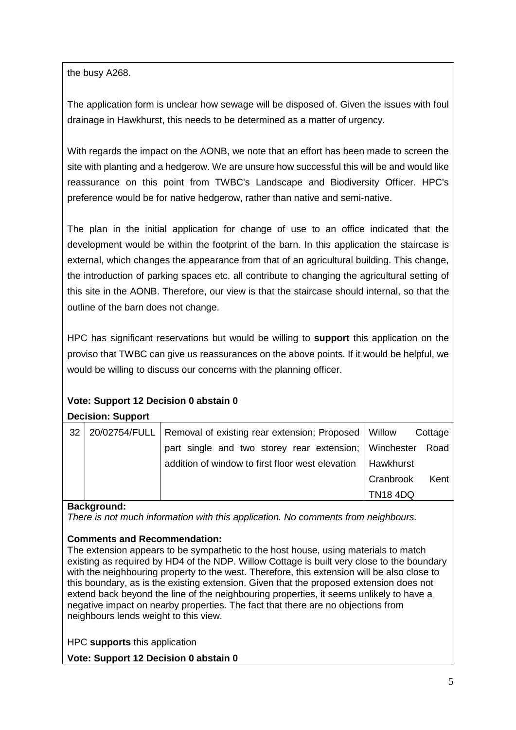the busy A268.

The application form is unclear how sewage will be disposed of. Given the issues with foul drainage in Hawkhurst, this needs to be determined as a matter of urgency.

With regards the impact on the AONB, we note that an effort has been made to screen the site with planting and a hedgerow. We are unsure how successful this will be and would like reassurance on this point from TWBC's Landscape and Biodiversity Officer. HPC's preference would be for native hedgerow, rather than native and semi-native.

The plan in the initial application for change of use to an office indicated that the development would be within the footprint of the barn. In this application the staircase is external, which changes the appearance from that of an agricultural building. This change, the introduction of parking spaces etc. all contribute to changing the agricultural setting of this site in the AONB. Therefore, our view is that the staircase should internal, so that the outline of the barn does not change.

HPC has significant reservations but would be willing to **support** this application on the proviso that TWBC can give us reassurances on the above points. If it would be helpful, we would be willing to discuss our concerns with the planning officer.

**Vote: Support 12 Decision 0 abstain 0**

**Decision: Support**

| 32 | 20/02754/FULL | Removal of existing rear extension; Proposed part single and two storey rear extension; addition of window to first floor west elevation | Willow Cottage Winchester Road Hawkhurst Cranbrook Kent TN18 4DQ |
|---|---|---|---|

**Background:**

*There is not much information with this application. No comments from neighbours.*

**Comments and Recommendation:**

The extension appears to be sympathetic to the host house, using materials to match existing as required by HD4 of the NDP. Willow Cottage is built very close to the boundary with the neighbouring property to the west. Therefore, this extension will be also close to this boundary, as is the existing extension. Given that the proposed extension does not extend back beyond the line of the neighbouring properties, it seems unlikely to have a negative impact on nearby properties. The fact that there are no objections from neighbours lends weight to this view.

HPC **supports** this application

**Vote: Support 12 Decision 0 abstain 0**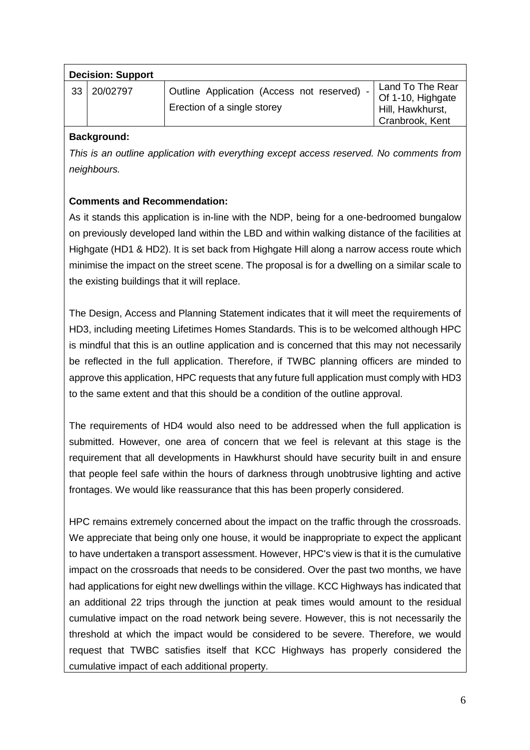**Decision: Support**

| 33 | 20/02797 | Outline Application (Access not reserved) - Erection of a single storey | Land To The Rear Of 1-10, Highgate Hill, Hawkhurst, Cranbrook, Kent |
|---|---|---|---|

**Background:**

*This is an outline application with everything except access reserved. No comments from neighbours.*

**Comments and Recommendation:**

As it stands this application is in-line with the NDP, being for a one-bedroomed bungalow on previously developed land within the LBD and within walking distance of the facilities at Highgate (HD1 & HD2). It is set back from Highgate Hill along a narrow access route which minimise the impact on the street scene. The proposal is for a dwelling on a similar scale to the existing buildings that it will replace.

The Design, Access and Planning Statement indicates that it will meet the requirements of HD3, including meeting Lifetimes Homes Standards. This is to be welcomed although HPC is mindful that this is an outline application and is concerned that this may not necessarily be reflected in the full application. Therefore, if TWBC planning officers are minded to approve this application, HPC requests that any future full application must comply with HD3 to the same extent and that this should be a condition of the outline approval.

The requirements of HD4 would also need to be addressed when the full application is submitted. However, one area of concern that we feel is relevant at this stage is the requirement that all developments in Hawkhurst should have security built in and ensure that people feel safe within the hours of darkness through unobtrusive lighting and active frontages. We would like reassurance that this has been properly considered.

HPC remains extremely concerned about the impact on the traffic through the crossroads. We appreciate that being only one house, it would be inappropriate to expect the applicant to have undertaken a transport assessment. However, HPC's view is that it is the cumulative impact on the crossroads that needs to be considered. Over the past two months, we have had applications for eight new dwellings within the village. KCC Highways has indicated that an additional 22 trips through the junction at peak times would amount to the residual cumulative impact on the road network being severe. However, this is not necessarily the threshold at which the impact would be considered to be severe. Therefore, we would request that TWBC satisfies itself that KCC Highways has properly considered the cumulative impact of each additional property.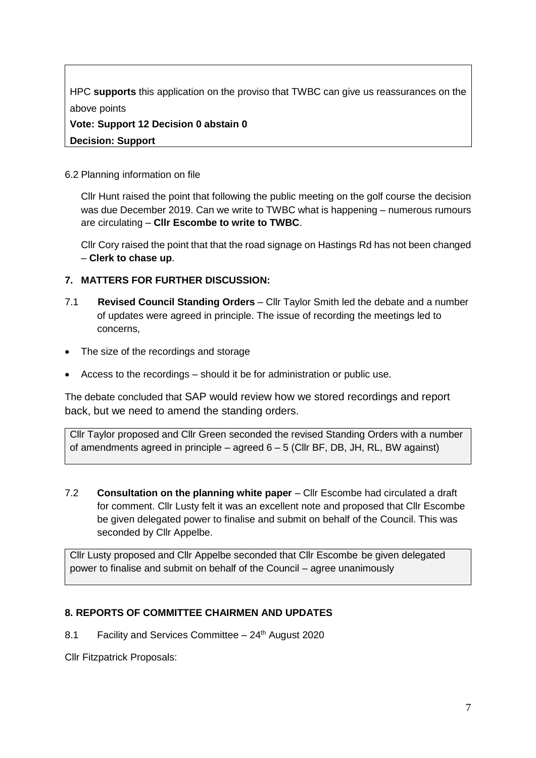HPC **supports** this application on the proviso that TWBC can give us reassurances on the above points

**Vote: Support 12 Decision 0 abstain 0**

**Decision: Support**

6.2 Planning information on file

Cllr Hunt raised the point that following the public meeting on the golf course the decision was due December 2019. Can we write to TWBC what is happening – numerous rumours are circulating – **Cllr Escombe to write to TWBC**.

Cllr Cory raised the point that that the road signage on Hastings Rd has not been changed – **Clerk to chase up**.

**7. MATTERS FOR FURTHER DISCUSSION:**

7.1 **Revised Council Standing Orders** – Cllr Taylor Smith led the debate and a number of updates were agreed in principle. The issue of recording the meetings led to concerns,

- The size of the recordings and storage
- Access to the recordings – should it be for administration or public use.

The debate concluded that SAP would review how we stored recordings and report back, but we need to amend the standing orders.

Cllr Taylor proposed and Cllr Green seconded the revised Standing Orders with a number of amendments agreed in principle – agreed 6 – 5 (Cllr BF, DB, JH, RL, BW against)

7.2 **Consultation on the planning white paper** – Cllr Escombe had circulated a draft for comment. Cllr Lusty felt it was an excellent note and proposed that Cllr Escombe be given delegated power to finalise and submit on behalf of the Council. This was seconded by Cllr Appelbe.

Cllr Lusty proposed and Cllr Appelbe seconded that Cllr Escombe be given delegated power to finalise and submit on behalf of the Council – agree unanimously

**8. REPORTS OF COMMITTEE CHAIRMEN AND UPDATES**

8.1 Facility and Services Committee – 24th August 2020

Cllr Fitzpatrick Proposals: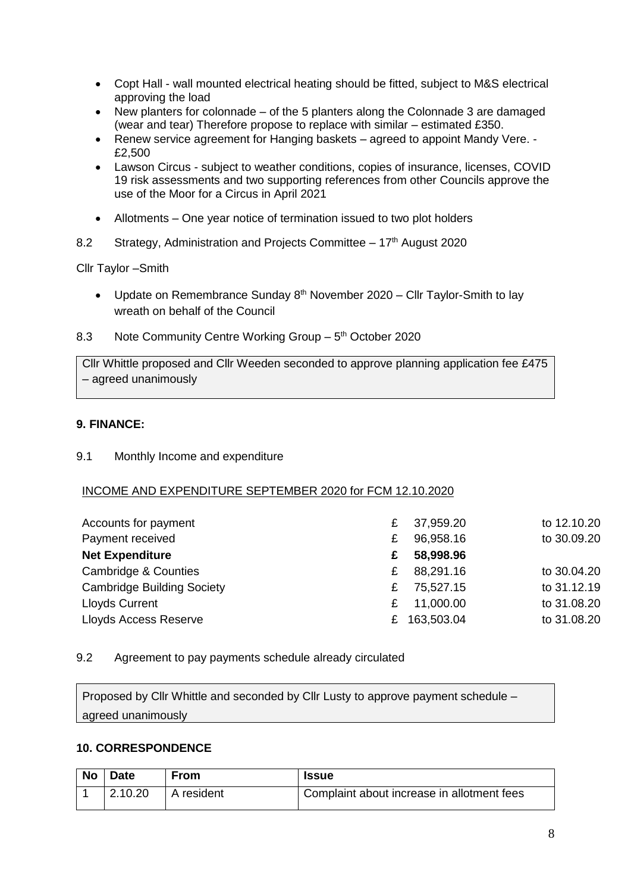- Copt Hall - wall mounted electrical heating should be fitted, subject to M&S electrical approving the load
- New planters for colonnade – of the 5 planters along the Colonnade 3 are damaged (wear and tear) Therefore propose to replace with similar – estimated £350.
- Renew service agreement for Hanging baskets – agreed to appoint Mandy Vere. - £2,500
- Lawson Circus - subject to weather conditions, copies of insurance, licenses, COVID 19 risk assessments and two supporting references from other Councils approve the use of the Moor for a Circus in April 2021
- Allotments – One year notice of termination issued to two plot holders

8.2 Strategy, Administration and Projects Committee – 17th August 2020

Cllr Taylor –Smith

- Update on Remembrance Sunday 8th November 2020 – Cllr Taylor-Smith to lay wreath on behalf of the Council

8.3 Note Community Centre Working Group – 5th October 2020

Cllr Whittle proposed and Cllr Weeden seconded to approve planning application fee £475 – agreed unanimously

**9. FINANCE:**

9.1 Monthly Income and expenditure

INCOME AND EXPENDITURE SEPTEMBER 2020 for FCM 12.10.2020

| | | | |
|---|---|---|---|
| Accounts for payment | £ | 37,959.20 | to 12.10.20 |
| Payment received | £ | 96,958.16 | to 30.09.20 |
| **Net Expenditure** | **£** | **58,998.96** | |
| Cambridge & Counties | £ | 88,291.16 | to 30.04.20 |
| Cambridge Building Society | £ | 75,527.15 | to 31.12.19 |
| Lloyds Current | £ | 11,000.00 | to 31.08.20 |
| Lloyds Access Reserve | £ | 163,503.04 | to 31.08.20 |

9.2 Agreement to pay payments schedule already circulated

Proposed by Cllr Whittle and seconded by Cllr Lusty to approve payment schedule – agreed unanimously

**10. CORRESPONDENCE**

| No | Date | From | Issue |
|---|---|---|---|
| 1 | 2.10.20 | A resident | Complaint about increase in allotment fees |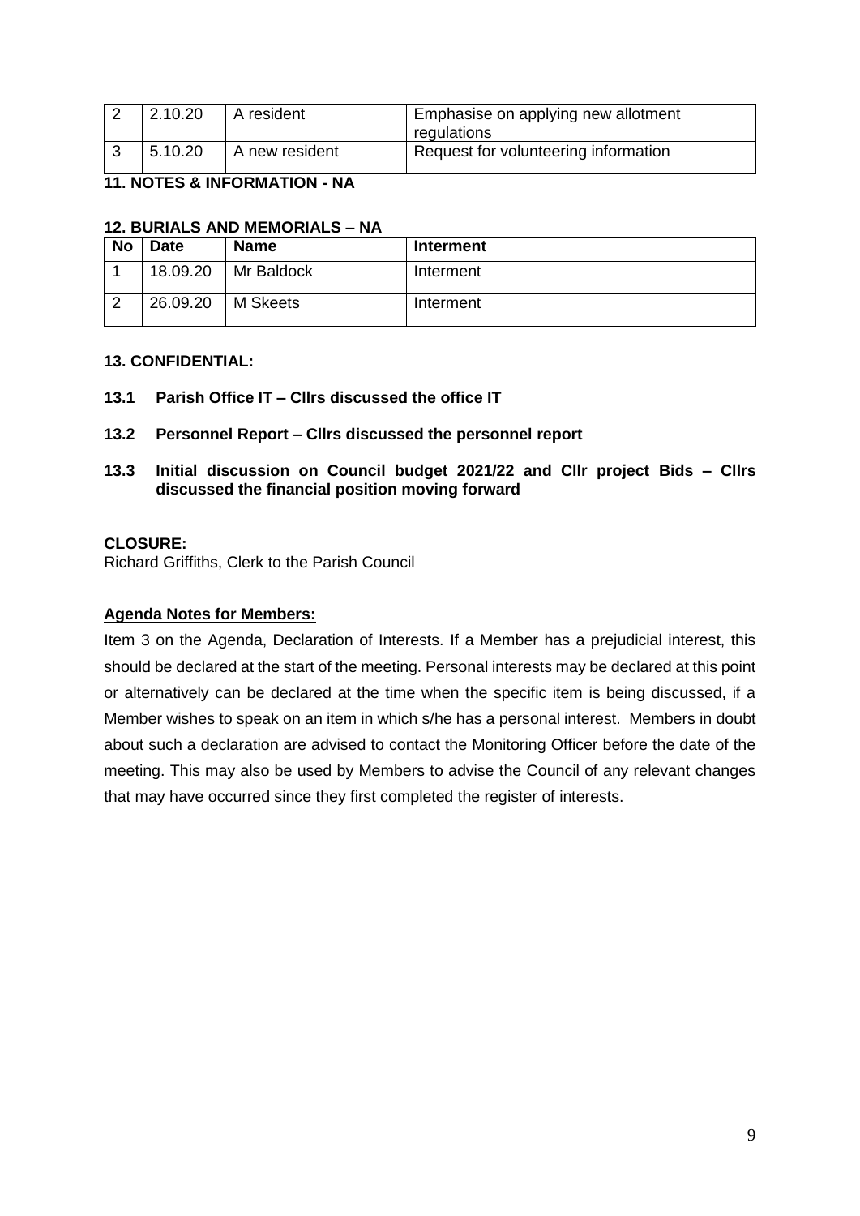| | | | |
|---|---|---|---|
| 2 | 2.10.20 | A resident | Emphasise on applying new allotment regulations |
| 3 | 5.10.20 | A new resident | Request for volunteering information |

**11. NOTES & INFORMATION - NA**

**12. BURIALS AND MEMORIALS – NA**

| No | Date | Name | Interment |
|---|---|---|---|
| 1 | 18.09.20 | Mr Baldock | Interment |
| 2 | 26.09.20 | M Skeets | Interment |

**13. CONFIDENTIAL:**

**13.1 Parish Office IT – Cllrs discussed the office IT**

**13.2 Personnel Report – Cllrs discussed the personnel report**

**13.3 Initial discussion on Council budget 2021/22 and Cllr project Bids – Cllrs discussed the financial position moving forward**

**CLOSURE:**
Richard Griffiths, Clerk to the Parish Council

**Agenda Notes for Members:**

Item 3 on the Agenda, Declaration of Interests. If a Member has a prejudicial interest, this should be declared at the start of the meeting. Personal interests may be declared at this point or alternatively can be declared at the time when the specific item is being discussed, if a Member wishes to speak on an item in which s/he has a personal interest. Members in doubt about such a declaration are advised to contact the Monitoring Officer before the date of the meeting. This may also be used by Members to advise the Council of any relevant changes that may have occurred since they first completed the register of interests.